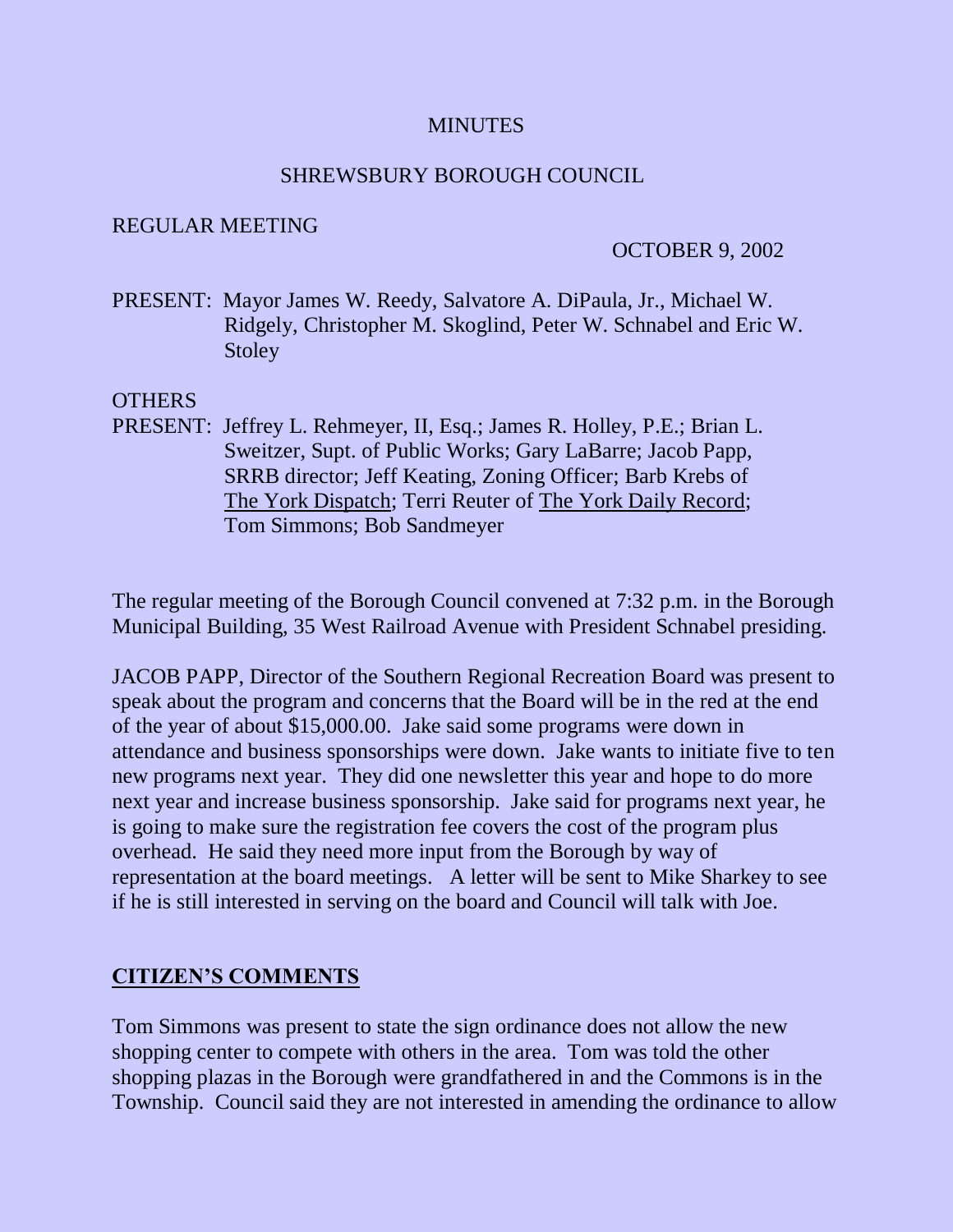MINUTES

SHREWSBURY BOROUGH COUNCIL

REGULAR MEETING

OCTOBER 9, 2002

PRESENT: Mayor James W. Reedy, Salvatore A. DiPaula, Jr., Michael W. Ridgely, Christopher M. Skoglind, Peter W. Schnabel and Eric W. Stoley

OTHERS
PRESENT: Jeffrey L. Rehmeyer, II, Esq.; James R. Holley, P.E.; Brian L. Sweitzer, Supt. of Public Works; Gary LaBarre; Jacob Papp, SRRB director; Jeff Keating, Zoning Officer; Barb Krebs of The York Dispatch; Terri Reuter of The York Daily Record; Tom Simmons; Bob Sandmeyer

The regular meeting of the Borough Council convened at 7:32 p.m. in the Borough Municipal Building, 35 West Railroad Avenue with President Schnabel presiding.

JACOB PAPP, Director of the Southern Regional Recreation Board was present to speak about the program and concerns that the Board will be in the red at the end of the year of about $15,000.00. Jake said some programs were down in attendance and business sponsorships were down. Jake wants to initiate five to ten new programs next year. They did one newsletter this year and hope to do more next year and increase business sponsorship. Jake said for programs next year, he is going to make sure the registration fee covers the cost of the program plus overhead. He said they need more input from the Borough by way of representation at the board meetings. A letter will be sent to Mike Sharkey to see if he is still interested in serving on the board and Council will talk with Joe.

## CITIZEN'S COMMENTS

Tom Simmons was present to state the sign ordinance does not allow the new shopping center to compete with others in the area. Tom was told the other shopping plazas in the Borough were grandfathered in and the Commons is in the Township. Council said they are not interested in amending the ordinance to allow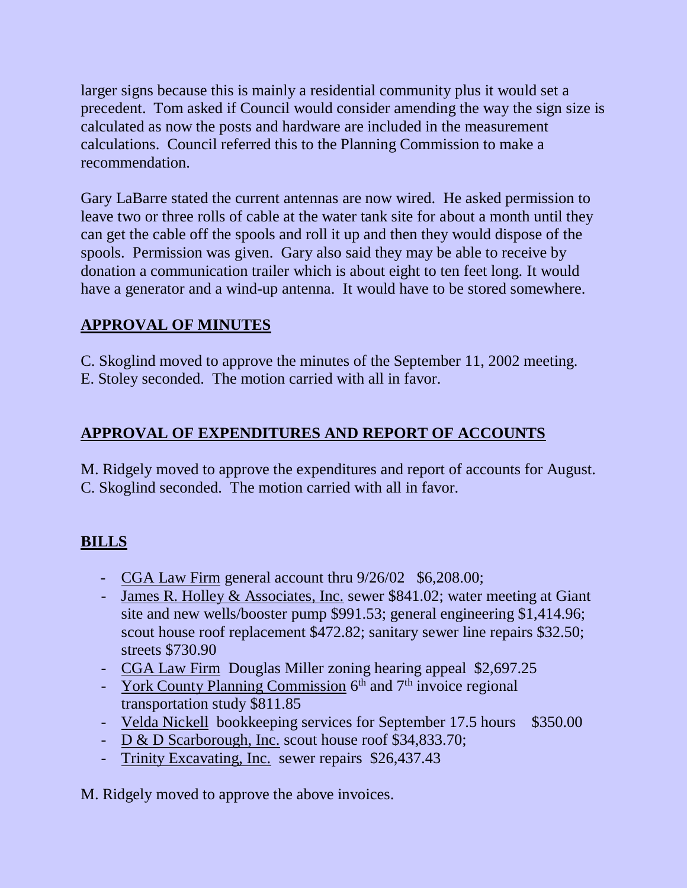larger signs because this is mainly a residential community plus it would set a precedent. Tom asked if Council would consider amending the way the sign size is calculated as now the posts and hardware are included in the measurement calculations. Council referred this to the Planning Commission to make a recommendation.

Gary LaBarre stated the current antennas are now wired. He asked permission to leave two or three rolls of cable at the water tank site for about a month until they can get the cable off the spools and roll it up and then they would dispose of the spools. Permission was given. Gary also said they may be able to receive by donation a communication trailer which is about eight to ten feet long. It would have a generator and a wind-up antenna. It would have to be stored somewhere.

## **APPROVAL OF MINUTES**

C. Skoglind moved to approve the minutes of the September 11, 2002 meeting. E. Stoley seconded. The motion carried with all in favor.

## **APPROVAL OF EXPENDITURES AND REPORT OF ACCOUNTS**

M. Ridgely moved to approve the expenditures and report of accounts for August. C. Skoglind seconded. The motion carried with all in favor.

## **BILLS**

- CGA Law Firm general account thru 9/26/02 $6,208.00;
- James R. Holley & Associates, Inc. sewer $841.02; water meeting at Giant site and new wells/booster pump $991.53; general engineering $1,414.96; scout house roof replacement $472.82; sanitary sewer line repairs $32.50; streets $730.90
- CGA Law Firm Douglas Miller zoning hearing appeal $2,697.25
- York County Planning Commission 6th and 7th invoice regional transportation study $811.85
- Velda Nickell bookkeeping services for September 17.5 hours $350.00
- D & D Scarborough, Inc. scout house roof $34,833.70;
- Trinity Excavating, Inc. sewer repairs $26,437.43

M. Ridgely moved to approve the above invoices.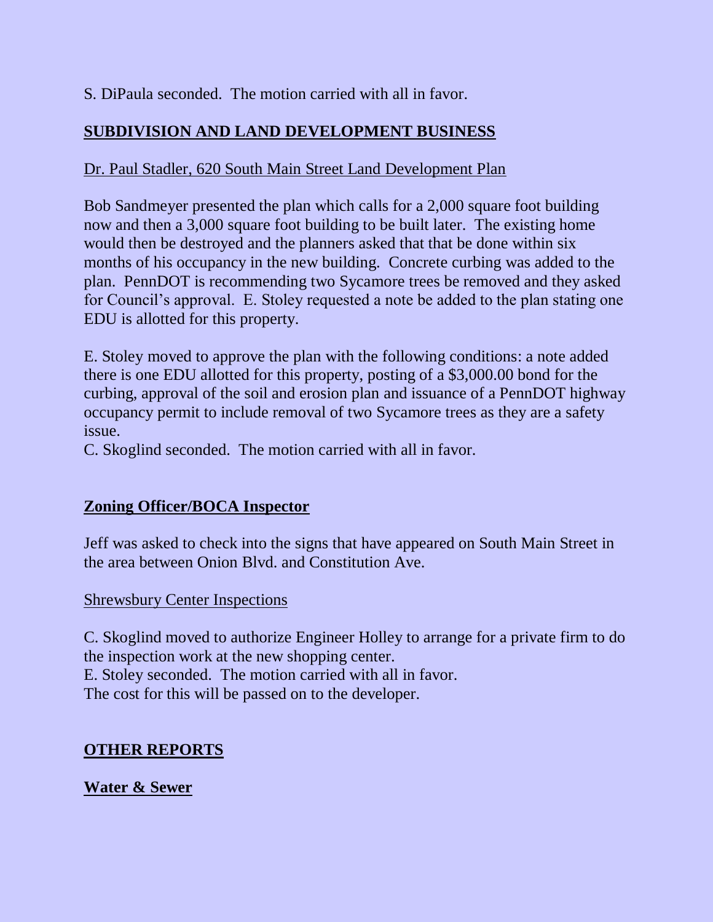S. DiPaula seconded. The motion carried with all in favor.

## SUBDIVISION AND LAND DEVELOPMENT BUSINESS

Dr. Paul Stadler, 620 South Main Street Land Development Plan

Bob Sandmeyer presented the plan which calls for a 2,000 square foot building now and then a 3,000 square foot building to be built later. The existing home would then be destroyed and the planners asked that that be done within six months of his occupancy in the new building. Concrete curbing was added to the plan. PennDOT is recommending two Sycamore trees be removed and they asked for Council's approval. E. Stoley requested a note be added to the plan stating one EDU is allotted for this property.

E. Stoley moved to approve the plan with the following conditions: a note added there is one EDU allotted for this property, posting of a $3,000.00 bond for the curbing, approval of the soil and erosion plan and issuance of a PennDOT highway occupancy permit to include removal of two Sycamore trees as they are a safety issue.
C. Skoglind seconded. The motion carried with all in favor.

## Zoning Officer/BOCA Inspector

Jeff was asked to check into the signs that have appeared on South Main Street in the area between Onion Blvd. and Constitution Ave.

Shrewsbury Center Inspections

C. Skoglind moved to authorize Engineer Holley to arrange for a private firm to do the inspection work at the new shopping center.
E. Stoley seconded. The motion carried with all in favor.
The cost for this will be passed on to the developer.

## OTHER REPORTS

### Water & Sewer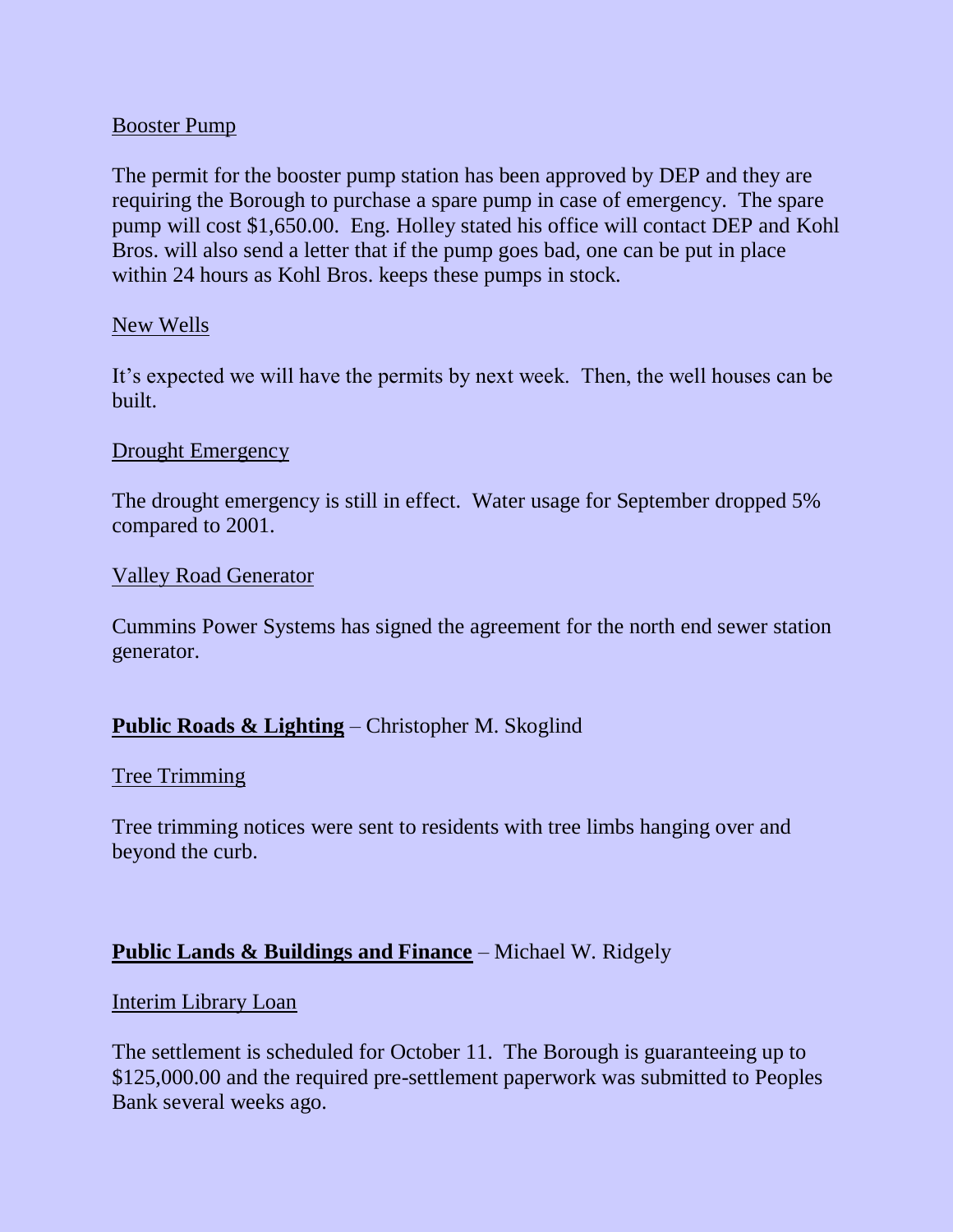Booster Pump

The permit for the booster pump station has been approved by DEP and they are requiring the Borough to purchase a spare pump in case of emergency. The spare pump will cost $1,650.00. Eng. Holley stated his office will contact DEP and Kohl Bros. will also send a letter that if the pump goes bad, one can be put in place within 24 hours as Kohl Bros. keeps these pumps in stock.

New Wells

It's expected we will have the permits by next week. Then, the well houses can be built.

Drought Emergency

The drought emergency is still in effect. Water usage for September dropped 5% compared to 2001.

Valley Road Generator

Cummins Power Systems has signed the agreement for the north end sewer station generator.

**Public Roads & Lighting** – Christopher M. Skoglind

Tree Trimming

Tree trimming notices were sent to residents with tree limbs hanging over and beyond the curb.

**Public Lands & Buildings and Finance** – Michael W. Ridgely

Interim Library Loan

The settlement is scheduled for October 11. The Borough is guaranteeing up to $125,000.00 and the required pre-settlement paperwork was submitted to Peoples Bank several weeks ago.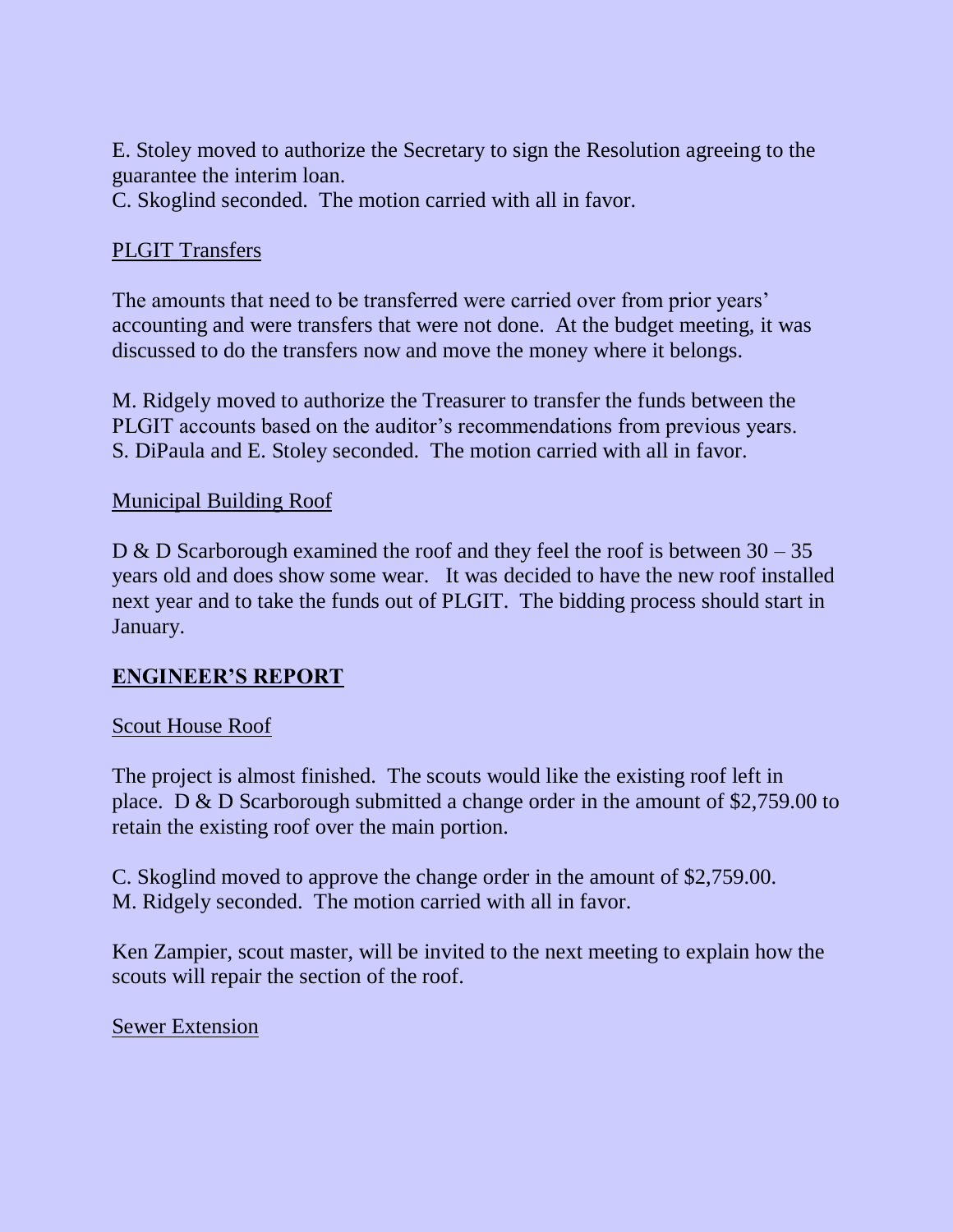E. Stoley moved to authorize the Secretary to sign the Resolution agreeing to the guarantee the interim loan.
C. Skoglind seconded. The motion carried with all in favor.

PLGIT Transfers

The amounts that need to be transferred were carried over from prior years' accounting and were transfers that were not done. At the budget meeting, it was discussed to do the transfers now and move the money where it belongs.

M. Ridgely moved to authorize the Treasurer to transfer the funds between the PLGIT accounts based on the auditor's recommendations from previous years.
S. DiPaula and E. Stoley seconded. The motion carried with all in favor.

Municipal Building Roof

D & D Scarborough examined the roof and they feel the roof is between 30 – 35 years old and does show some wear. It was decided to have the new roof installed next year and to take the funds out of PLGIT. The bidding process should start in January.

## ENGINEER'S REPORT

Scout House Roof

The project is almost finished. The scouts would like the existing roof left in place. D & D Scarborough submitted a change order in the amount of $2,759.00 to retain the existing roof over the main portion.

C. Skoglind moved to approve the change order in the amount of $2,759.00.
M. Ridgely seconded. The motion carried with all in favor.

Ken Zampier, scout master, will be invited to the next meeting to explain how the scouts will repair the section of the roof.

Sewer Extension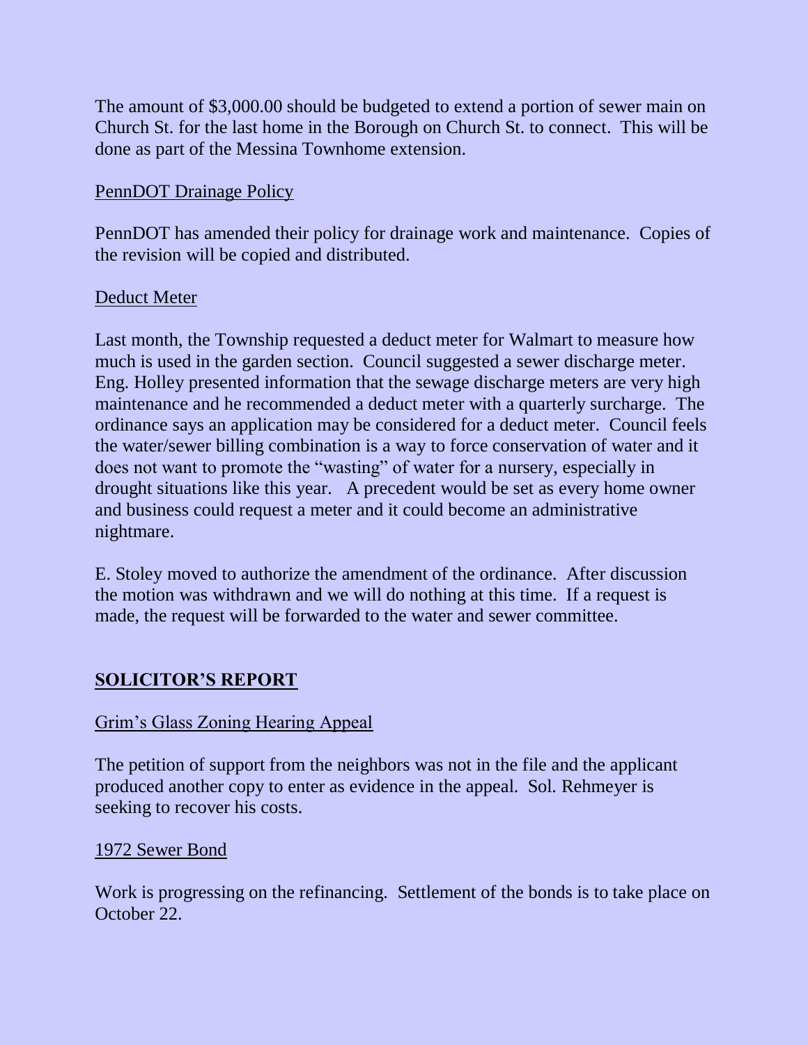The amount of $3,000.00 should be budgeted to extend a portion of sewer main on Church St. for the last home in the Borough on Church St. to connect. This will be done as part of the Messina Townhome extension.

PennDOT Drainage Policy

PennDOT has amended their policy for drainage work and maintenance. Copies of the revision will be copied and distributed.

Deduct Meter

Last month, the Township requested a deduct meter for Walmart to measure how much is used in the garden section. Council suggested a sewer discharge meter. Eng. Holley presented information that the sewage discharge meters are very high maintenance and he recommended a deduct meter with a quarterly surcharge. The ordinance says an application may be considered for a deduct meter. Council feels the water/sewer billing combination is a way to force conservation of water and it does not want to promote the "wasting" of water for a nursery, especially in drought situations like this year. A precedent would be set as every home owner and business could request a meter and it could become an administrative nightmare.

E. Stoley moved to authorize the amendment of the ordinance. After discussion the motion was withdrawn and we will do nothing at this time. If a request is made, the request will be forwarded to the water and sewer committee.

## SOLICITOR'S REPORT

Grim's Glass Zoning Hearing Appeal

The petition of support from the neighbors was not in the file and the applicant produced another copy to enter as evidence in the appeal. Sol. Rehmeyer is seeking to recover his costs.

1972 Sewer Bond

Work is progressing on the refinancing. Settlement of the bonds is to take place on October 22.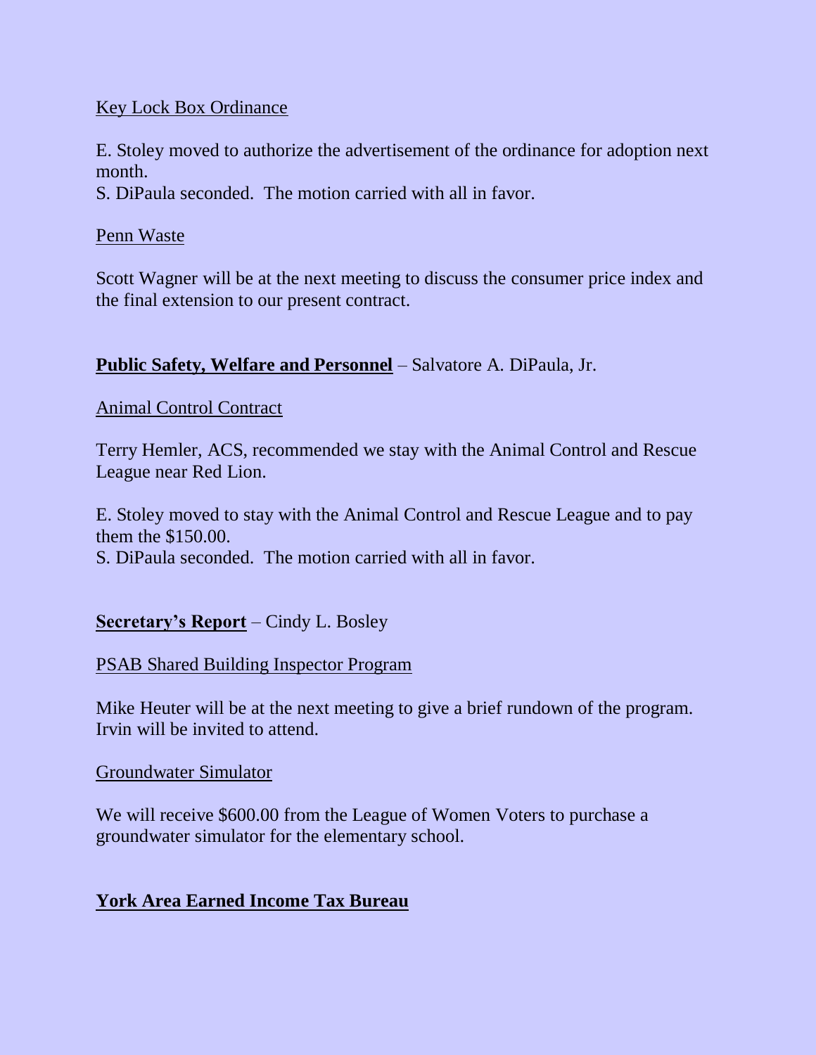Key Lock Box Ordinance

E. Stoley moved to authorize the advertisement of the ordinance for adoption next month.
S. DiPaula seconded. The motion carried with all in favor.

Penn Waste

Scott Wagner will be at the next meeting to discuss the consumer price index and the final extension to our present contract.

**Public Safety, Welfare and Personnel** – Salvatore A. DiPaula, Jr.

Animal Control Contract

Terry Hemler, ACS, recommended we stay with the Animal Control and Rescue League near Red Lion.

E. Stoley moved to stay with the Animal Control and Rescue League and to pay them the $150.00.
S. DiPaula seconded. The motion carried with all in favor.

**Secretary's Report** – Cindy L. Bosley

PSAB Shared Building Inspector Program

Mike Heuter will be at the next meeting to give a brief rundown of the program. Irvin will be invited to attend.

Groundwater Simulator

We will receive $600.00 from the League of Women Voters to purchase a groundwater simulator for the elementary school.

**York Area Earned Income Tax Bureau**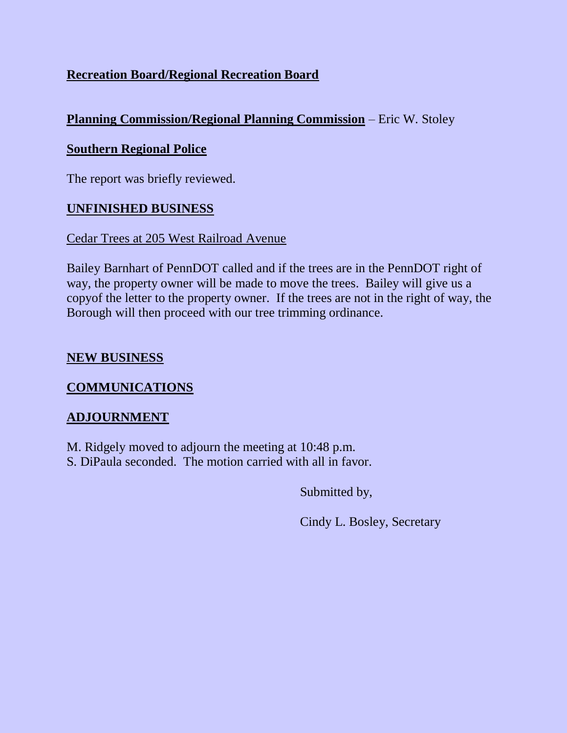**Recreation Board/Regional Recreation Board**

**Planning Commission/Regional Planning Commission** – Eric W. Stoley

**Southern Regional Police**

The report was briefly reviewed.

**UNFINISHED BUSINESS**

Cedar Trees at 205 West Railroad Avenue

Bailey Barnhart of PennDOT called and if the trees are in the PennDOT right of way, the property owner will be made to move the trees. Bailey will give us a copyof the letter to the property owner. If the trees are not in the right of way, the Borough will then proceed with our tree trimming ordinance.

**NEW BUSINESS**

**COMMUNICATIONS**

**ADJOURNMENT**

M. Ridgely moved to adjourn the meeting at 10:48 p.m.
S. DiPaula seconded. The motion carried with all in favor.

Submitted by,

Cindy L. Bosley, Secretary